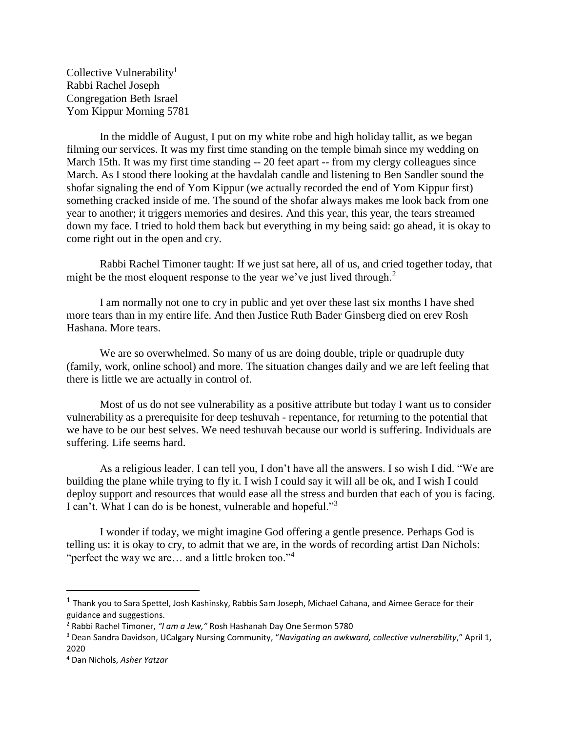Collective Vulnerability[1]
Rabbi Rachel Joseph
Congregation Beth Israel
Yom Kippur Morning 5781

In the middle of August, I put on my white robe and high holiday tallit, as we began filming our services. It was my first time standing on the temple bimah since my wedding on March 15th. It was my first time standing -- 20 feet apart -- from my clergy colleagues since March. As I stood there looking at the havdalah candle and listening to Ben Sandler sound the shofar signaling the end of Yom Kippur (we actually recorded the end of Yom Kippur first) something cracked inside of me. The sound of the shofar always makes me look back from one year to another; it triggers memories and desires. And this year, this year, the tears streamed down my face. I tried to hold them back but everything in my being said: go ahead, it is okay to come right out in the open and cry.

Rabbi Rachel Timoner taught: If we just sat here, all of us, and cried together today, that might be the most eloquent response to the year we've just lived through.[2]

I am normally not one to cry in public and yet over these last six months I have shed more tears than in my entire life. And then Justice Ruth Bader Ginsberg died on erev Rosh Hashana. More tears.

We are so overwhelmed. So many of us are doing double, triple or quadruple duty (family, work, online school) and more. The situation changes daily and we are left feeling that there is little we are actually in control of.

Most of us do not see vulnerability as a positive attribute but today I want us to consider vulnerability as a prerequisite for deep teshuvah - repentance, for returning to the potential that we have to be our best selves. We need teshuvah because our world is suffering. Individuals are suffering. Life seems hard.

As a religious leader, I can tell you, I don't have all the answers. I so wish I did. "We are building the plane while trying to fly it. I wish I could say it will all be ok, and I wish I could deploy support and resources that would ease all the stress and burden that each of you is facing. I can't. What I can do is be honest, vulnerable and hopeful."[3]

I wonder if today, we might imagine God offering a gentle presence. Perhaps God is telling us: it is okay to cry, to admit that we are, in the words of recording artist Dan Nichols: "perfect the way we are… and a little broken too."[4]

---

[1] Thank you to Sara Spettel, Josh Kashinsky, Rabbis Sam Joseph, Michael Cahana, and Aimee Gerace for their guidance and suggestions.

[2] Rabbi Rachel Timoner, *"I am a Jew,"* Rosh Hashanah Day One Sermon 5780

[3] Dean Sandra Davidson, UCalgary Nursing Community, "*Navigating an awkward, collective vulnerability*," April 1, 2020

[4] Dan Nichols, *Asher Yatzar*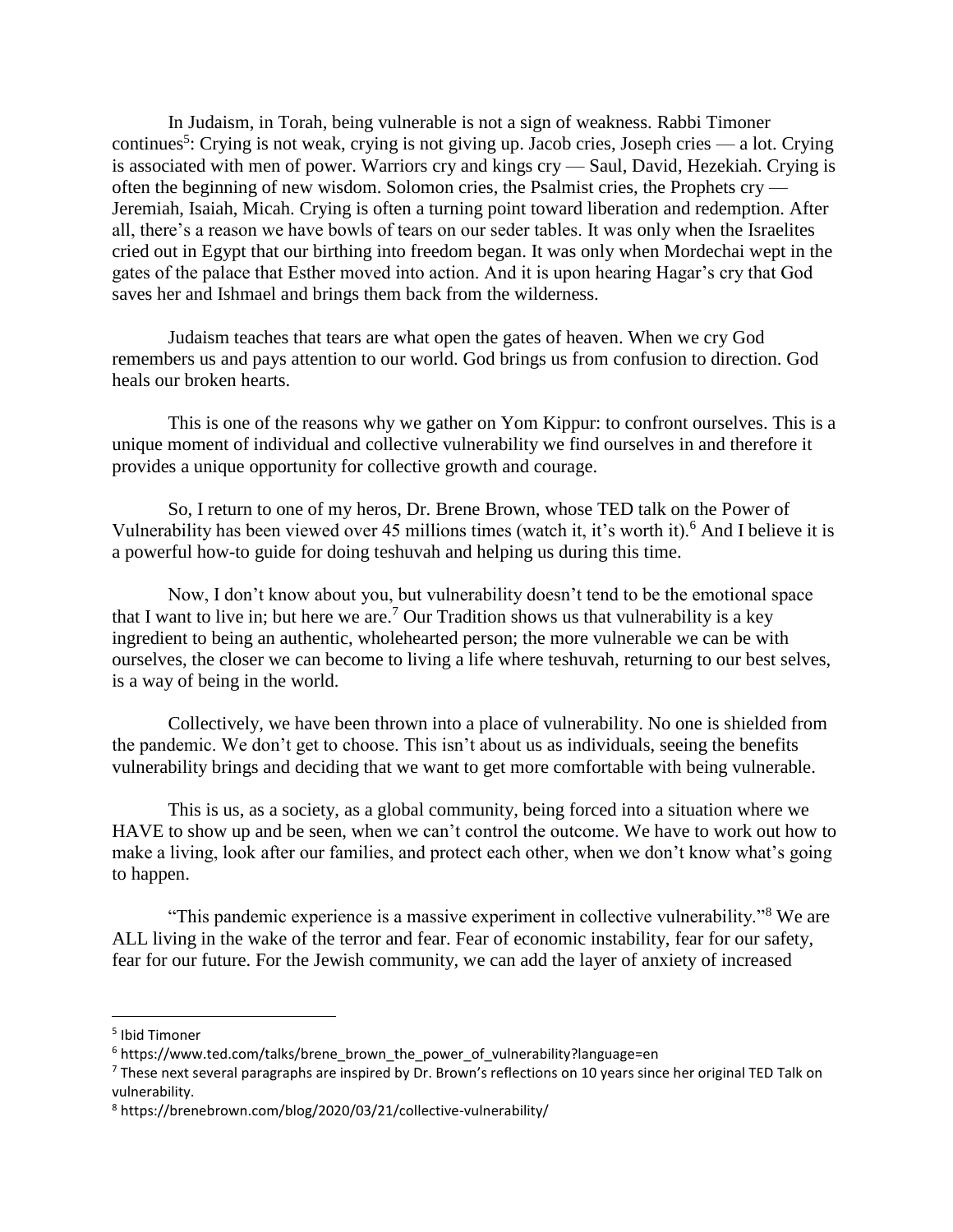In Judaism, in Torah, being vulnerable is not a sign of weakness. Rabbi Timoner continues[5]: Crying is not weak, crying is not giving up. Jacob cries, Joseph cries — a lot. Crying is associated with men of power. Warriors cry and kings cry — Saul, David, Hezekiah. Crying is often the beginning of new wisdom. Solomon cries, the Psalmist cries, the Prophets cry — Jeremiah, Isaiah, Micah. Crying is often a turning point toward liberation and redemption. After all, there's a reason we have bowls of tears on our seder tables. It was only when the Israelites cried out in Egypt that our birthing into freedom began. It was only when Mordechai wept in the gates of the palace that Esther moved into action. And it is upon hearing Hagar's cry that God saves her and Ishmael and brings them back from the wilderness.

Judaism teaches that tears are what open the gates of heaven. When we cry God remembers us and pays attention to our world. God brings us from confusion to direction. God heals our broken hearts.

This is one of the reasons why we gather on Yom Kippur: to confront ourselves. This is a unique moment of individual and collective vulnerability we find ourselves in and therefore it provides a unique opportunity for collective growth and courage.

So, I return to one of my heros, Dr. Brene Brown, whose TED talk on the Power of Vulnerability has been viewed over 45 millions times (watch it, it's worth it).[6] And I believe it is a powerful how-to guide for doing teshuvah and helping us during this time.

Now, I don't know about you, but vulnerability doesn't tend to be the emotional space that I want to live in; but here we are.[7] Our Tradition shows us that vulnerability is a key ingredient to being an authentic, wholehearted person; the more vulnerable we can be with ourselves, the closer we can become to living a life where teshuvah, returning to our best selves, is a way of being in the world.

Collectively, we have been thrown into a place of vulnerability. No one is shielded from the pandemic. We don't get to choose. This isn't about us as individuals, seeing the benefits vulnerability brings and deciding that we want to get more comfortable with being vulnerable.

This is us, as a society, as a global community, being forced into a situation where we HAVE to show up and be seen, when we can't control the outcome. We have to work out how to make a living, look after our families, and protect each other, when we don't know what's going to happen.

"This pandemic experience is a massive experiment in collective vulnerability."[8] We are ALL living in the wake of the terror and fear. Fear of economic instability, fear for our safety, fear for our future. For the Jewish community, we can add the layer of anxiety of increased

---

[5] Ibid Timoner

[6] https://www.ted.com/talks/brene_brown_the_power_of_vulnerability?language=en

[7] These next several paragraphs are inspired by Dr. Brown's reflections on 10 years since her original TED Talk on vulnerability.

[8] https://brenebrown.com/blog/2020/03/21/collective-vulnerability/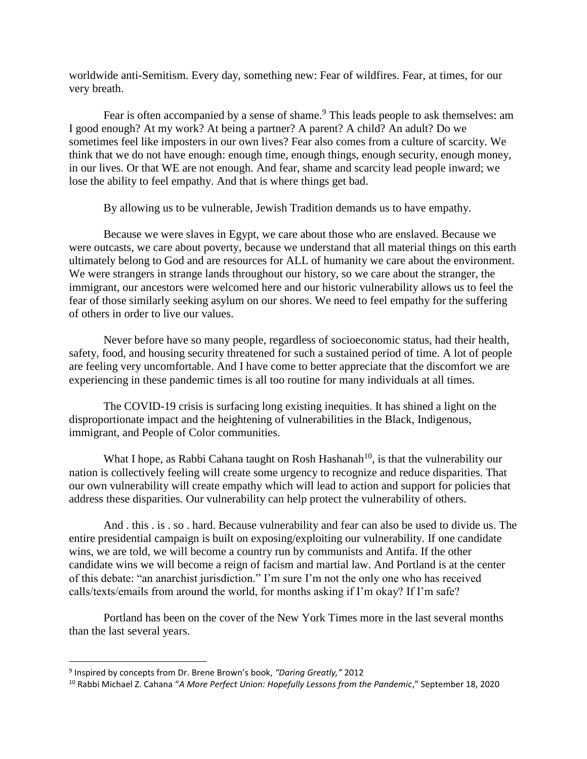worldwide anti-Semitism. Every day, something new: Fear of wildfires. Fear, at times, for our very breath.

Fear is often accompanied by a sense of shame.[9] This leads people to ask themselves: am I good enough? At my work? At being a partner? A parent? A child? An adult? Do we sometimes feel like imposters in our own lives? Fear also comes from a culture of scarcity. We think that we do not have enough: enough time, enough things, enough security, enough money, in our lives. Or that WE are not enough. And fear, shame and scarcity lead people inward; we lose the ability to feel empathy. And that is where things get bad.

By allowing us to be vulnerable, Jewish Tradition demands us to have empathy.

Because we were slaves in Egypt, we care about those who are enslaved. Because we were outcasts, we care about poverty, because we understand that all material things on this earth ultimately belong to God and are resources for ALL of humanity we care about the environment. We were strangers in strange lands throughout our history, so we care about the stranger, the immigrant, our ancestors were welcomed here and our historic vulnerability allows us to feel the fear of those similarly seeking asylum on our shores. We need to feel empathy for the suffering of others in order to live our values.

Never before have so many people, regardless of socioeconomic status, had their health, safety, food, and housing security threatened for such a sustained period of time. A lot of people are feeling very uncomfortable. And I have come to better appreciate that the discomfort we are experiencing in these pandemic times is all too routine for many individuals at all times.

The COVID-19 crisis is surfacing long existing inequities. It has shined a light on the disproportionate impact and the heightening of vulnerabilities in the Black, Indigenous, immigrant, and People of Color communities.

What I hope, as Rabbi Cahana taught on Rosh Hashanah[10], is that the vulnerability our nation is collectively feeling will create some urgency to recognize and reduce disparities. That our own vulnerability will create empathy which will lead to action and support for policies that address these disparities. Our vulnerability can help protect the vulnerability of others.

And . this . is . so . hard. Because vulnerability and fear can also be used to divide us. The entire presidential campaign is built on exposing/exploiting our vulnerability. If one candidate wins, we are told, we will become a country run by communists and Antifa. If the other candidate wins we will become a reign of facism and martial law. And Portland is at the center of this debate: "an anarchist jurisdiction." I'm sure I'm not the only one who has received calls/texts/emails from around the world, for months asking if I'm okay? If I'm safe?

Portland has been on the cover of the New York Times more in the last several months than the last several years.

---

[9] Inspired by concepts from Dr. Brene Brown's book, *"Daring Greatly,"* 2012

[10] Rabbi Michael Z. Cahana "*A More Perfect Union: Hopefully Lessons from the Pandemic*," September 18, 2020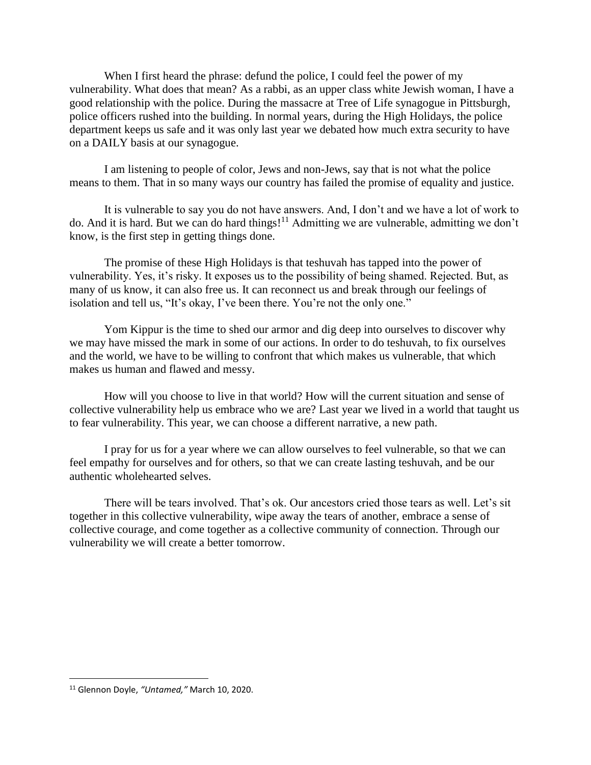When I first heard the phrase: defund the police, I could feel the power of my vulnerability. What does that mean? As a rabbi, as an upper class white Jewish woman, I have a good relationship with the police. During the massacre at Tree of Life synagogue in Pittsburgh, police officers rushed into the building. In normal years, during the High Holidays, the police department keeps us safe and it was only last year we debated how much extra security to have on a DAILY basis at our synagogue.

I am listening to people of color, Jews and non-Jews, say that is not what the police means to them. That in so many ways our country has failed the promise of equality and justice.

It is vulnerable to say you do not have answers. And, I don't and we have a lot of work to do. And it is hard. But we can do hard things![11] Admitting we are vulnerable, admitting we don't know, is the first step in getting things done.

The promise of these High Holidays is that teshuvah has tapped into the power of vulnerability. Yes, it's risky. It exposes us to the possibility of being shamed. Rejected. But, as many of us know, it can also free us. It can reconnect us and break through our feelings of isolation and tell us, "It's okay, I've been there. You're not the only one."

Yom Kippur is the time to shed our armor and dig deep into ourselves to discover why we may have missed the mark in some of our actions. In order to do teshuvah, to fix ourselves and the world, we have to be willing to confront that which makes us vulnerable, that which makes us human and flawed and messy.

How will you choose to live in that world? How will the current situation and sense of collective vulnerability help us embrace who we are? Last year we lived in a world that taught us to fear vulnerability. This year, we can choose a different narrative, a new path.

I pray for us for a year where we can allow ourselves to feel vulnerable, so that we can feel empathy for ourselves and for others, so that we can create lasting teshuvah, and be our authentic wholehearted selves.

There will be tears involved. That's ok. Our ancestors cried those tears as well. Let's sit together in this collective vulnerability, wipe away the tears of another, embrace a sense of collective courage, and come together as a collective community of connection. Through our vulnerability we will create a better tomorrow.

---

[11] Glennon Doyle, *"Untamed,"* March 10, 2020.